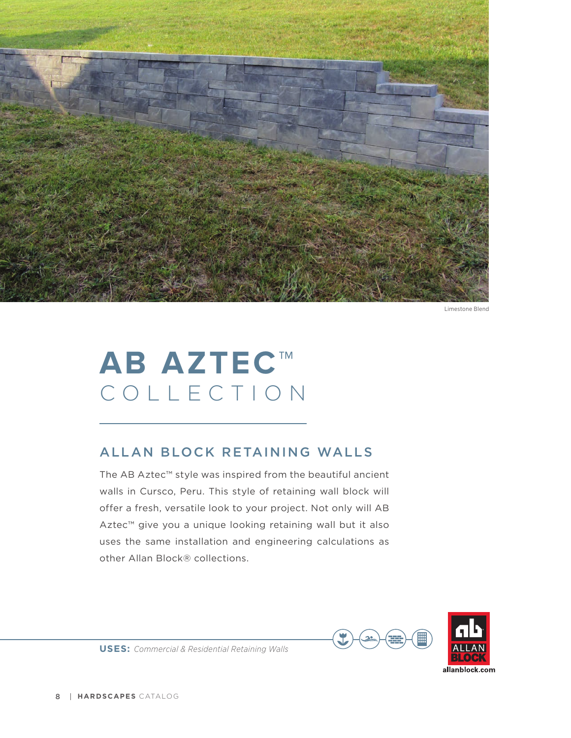Limestone Blend

# AB AZTEC™ COLLECTION

## ALLAN BLOCK RETAINING WALLS

The AB Aztec™ style was inspired from the beautiful ancient walls in Cursco, Peru. This style of retaining wall block will offer a fresh, versatile look to your project. Not only will AB Aztec™ give you a unique looking retaining wall but it also uses the same installation and engineering calculations as other Allan Block® collections.

**USES:** *Commercial & Residential Retaining Walls*

ALLAN BLOCK

allanblock.com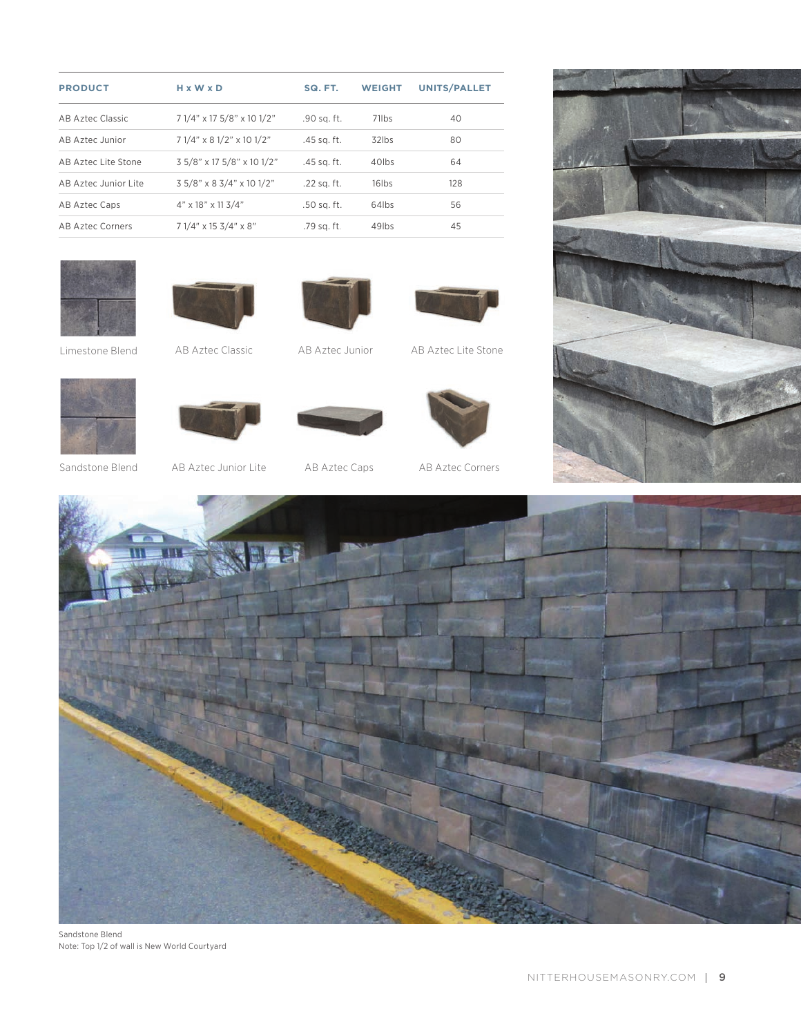| PRODUCT | H x W x D | SQ. FT. | WEIGHT | UNITS/PALLET |
|---|---|---|---|---|
| AB Aztec Classic | 7 1/4" x 17 5/8" x 10 1/2" | .90 sq. ft. | 71lbs | 40 |
| AB Aztec Junior | 7 1/4" x 8 1/2" x 10 1/2" | .45 sq. ft. | 32lbs | 80 |
| AB Aztec Lite Stone | 3 5/8" x 17 5/8" x 10 1/2" | .45 sq. ft. | 40lbs | 64 |
| AB Aztec Junior Lite | 3 5/8" x 8 3/4" x 10 1/2" | .22 sq. ft. | 16lbs | 128 |
| AB Aztec Caps | 4" x 18" x 11 3/4" | .50 sq. ft. | 64lbs | 56 |
| AB Aztec Corners | 7 1/4" x 15 3/4" x 8" | .79 sq. ft. | 49lbs | 45 |

Limestone Blend

AB Aztec Classic

AB Aztec Junior

AB Aztec Lite Stone

Sandstone Blend

AB Aztec Junior Lite

AB Aztec Caps

AB Aztec Corners

Sandstone Blend
Note: Top 1/2 of wall is New World Courtyard